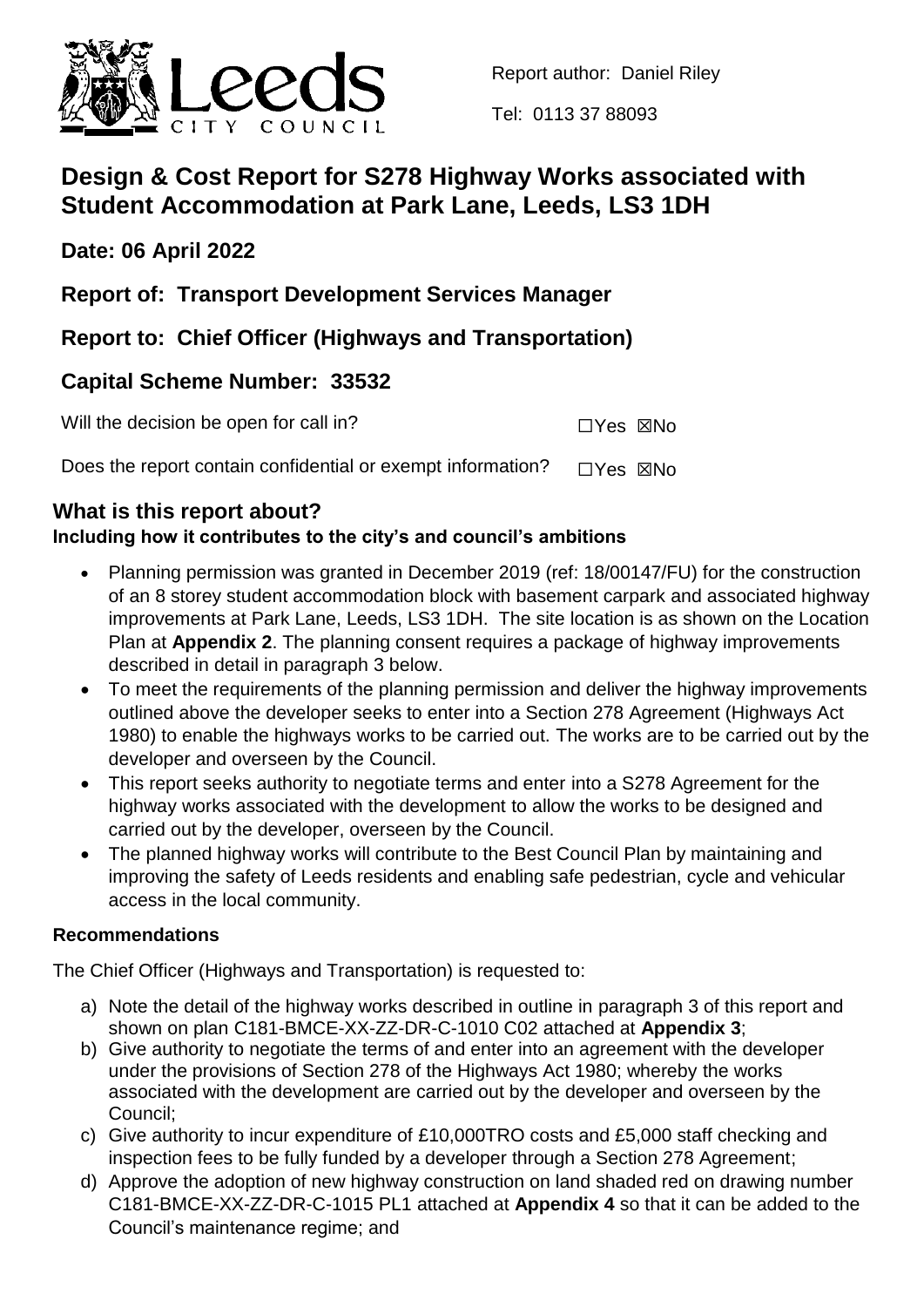Report author: Daniel Riley

Tel: 0113 37 88093

# Design & Cost Report for S278 Highway Works associated with Student Accommodation at Park Lane, Leeds, LS3 1DH

## Date: 06 April 2022

## Report of: Transport Development Services Manager

## Report to: Chief Officer (Highways and Transportation)

## Capital Scheme Number: 33532

Will the decision be open for call in? ☐Yes ☒No

Does the report contain confidential or exempt information? ☐Yes ☒No

## What is this report about?

**Including how it contributes to the city's and council's ambitions**

- Planning permission was granted in December 2019 (ref: 18/00147/FU) for the construction of an 8 storey student accommodation block with basement carpark and associated highway improvements at Park Lane, Leeds, LS3 1DH. The site location is as shown on the Location Plan at **Appendix 2**. The planning consent requires a package of highway improvements described in detail in paragraph 3 below.
- To meet the requirements of the planning permission and deliver the highway improvements outlined above the developer seeks to enter into a Section 278 Agreement (Highways Act 1980) to enable the highways works to be carried out. The works are to be carried out by the developer and overseen by the Council.
- This report seeks authority to negotiate terms and enter into a S278 Agreement for the highway works associated with the development to allow the works to be designed and carried out by the developer, overseen by the Council.
- The planned highway works will contribute to the Best Council Plan by maintaining and improving the safety of Leeds residents and enabling safe pedestrian, cycle and vehicular access in the local community.

**Recommendations**

The Chief Officer (Highways and Transportation) is requested to:

a) Note the detail of the highway works described in outline in paragraph 3 of this report and shown on plan C181-BMCE-XX-ZZ-DR-C-1010 C02 attached at **Appendix 3**;

b) Give authority to negotiate the terms of and enter into an agreement with the developer under the provisions of Section 278 of the Highways Act 1980; whereby the works associated with the development are carried out by the developer and overseen by the Council;

c) Give authority to incur expenditure of £10,000TRO costs and £5,000 staff checking and inspection fees to be fully funded by a developer through a Section 278 Agreement;

d) Approve the adoption of new highway construction on land shaded red on drawing number C181-BMCE-XX-ZZ-DR-C-1015 PL1 attached at **Appendix 4** so that it can be added to the Council's maintenance regime; and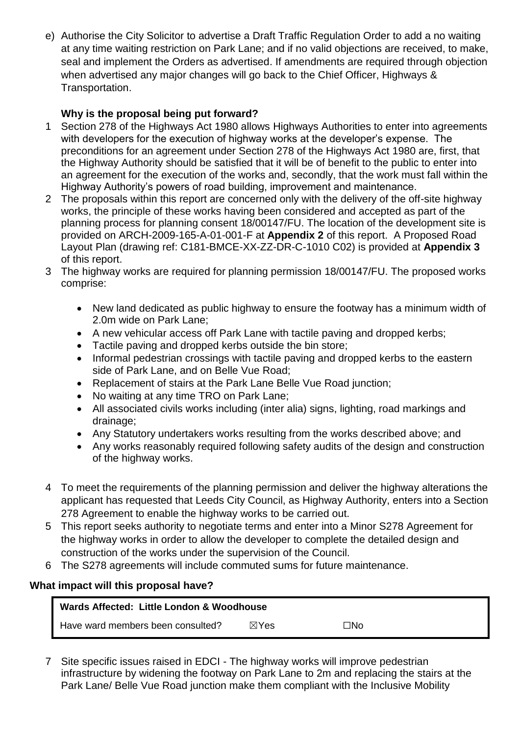e) Authorise the City Solicitor to advertise a Draft Traffic Regulation Order to add a no waiting at any time waiting restriction on Park Lane; and if no valid objections are received, to make, seal and implement the Orders as advertised. If amendments are required through objection when advertised any major changes will go back to the Chief Officer, Highways & Transportation.

**Why is the proposal being put forward?**

1 Section 278 of the Highways Act 1980 allows Highways Authorities to enter into agreements with developers for the execution of highway works at the developer's expense. The preconditions for an agreement under Section 278 of the Highways Act 1980 are, first, that the Highway Authority should be satisfied that it will be of benefit to the public to enter into an agreement for the execution of the works and, secondly, that the work must fall within the Highway Authority's powers of road building, improvement and maintenance.

2 The proposals within this report are concerned only with the delivery of the off-site highway works, the principle of these works having been considered and accepted as part of the planning process for planning consent 18/00147/FU. The location of the development site is provided on ARCH-2009-165-A-01-001-F at **Appendix 2** of this report. A Proposed Road Layout Plan (drawing ref: C181-BMCE-XX-ZZ-DR-C-1010 C02) is provided at **Appendix 3** of this report.

3 The highway works are required for planning permission 18/00147/FU. The proposed works comprise:

- New land dedicated as public highway to ensure the footway has a minimum width of 2.0m wide on Park Lane;
- A new vehicular access off Park Lane with tactile paving and dropped kerbs;
- Tactile paving and dropped kerbs outside the bin store;
- Informal pedestrian crossings with tactile paving and dropped kerbs to the eastern side of Park Lane, and on Belle Vue Road;
- Replacement of stairs at the Park Lane Belle Vue Road junction;
- No waiting at any time TRO on Park Lane;
- All associated civils works including (inter alia) signs, lighting, road markings and drainage;
- Any Statutory undertakers works resulting from the works described above; and
- Any works reasonably required following safety audits of the design and construction of the highway works.

4 To meet the requirements of the planning permission and deliver the highway alterations the applicant has requested that Leeds City Council, as Highway Authority, enters into a Section 278 Agreement to enable the highway works to be carried out.

5 This report seeks authority to negotiate terms and enter into a Minor S278 Agreement for the highway works in order to allow the developer to complete the detailed design and construction of the works under the supervision of the Council.

6 The S278 agreements will include commuted sums for future maintenance.

**What impact will this proposal have?**

| **Wards Affected: Little London & Woodhouse** | | |
|---|---|---|
| Have ward members been consulted? | ☒Yes | ☐No |

7 Site specific issues raised in EDCI - The highway works will improve pedestrian infrastructure by widening the footway on Park Lane to 2m and replacing the stairs at the Park Lane/ Belle Vue Road junction make them compliant with the Inclusive Mobility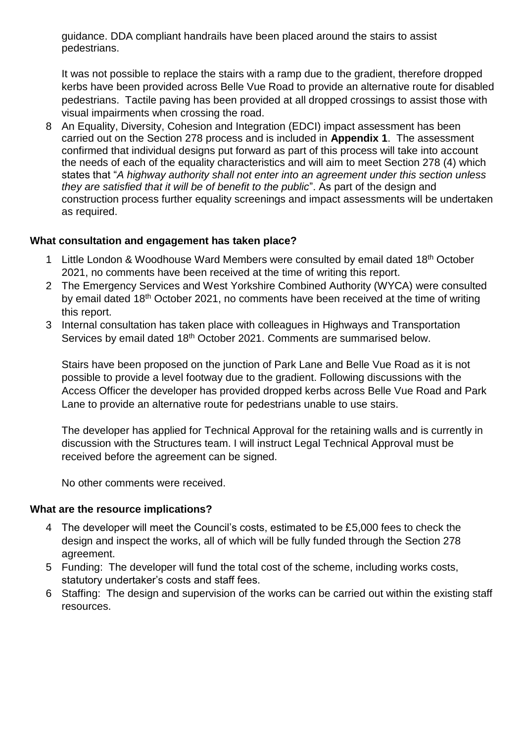guidance. DDA compliant handrails have been placed around the stairs to assist pedestrians.

It was not possible to replace the stairs with a ramp due to the gradient, therefore dropped kerbs have been provided across Belle Vue Road to provide an alternative route for disabled pedestrians. Tactile paving has been provided at all dropped crossings to assist those with visual impairments when crossing the road.

8 An Equality, Diversity, Cohesion and Integration (EDCI) impact assessment has been carried out on the Section 278 process and is included in **Appendix 1**. The assessment confirmed that individual designs put forward as part of this process will take into account the needs of each of the equality characteristics and will aim to meet Section 278 (4) which states that "*A highway authority shall not enter into an agreement under this section unless they are satisfied that it will be of benefit to the public*". As part of the design and construction process further equality screenings and impact assessments will be undertaken as required.

**What consultation and engagement has taken place?**

1 Little London & Woodhouse Ward Members were consulted by email dated 18th October 2021, no comments have been received at the time of writing this report.
2 The Emergency Services and West Yorkshire Combined Authority (WYCA) were consulted by email dated 18th October 2021, no comments have been received at the time of writing this report.
3 Internal consultation has taken place with colleagues in Highways and Transportation Services by email dated 18th October 2021. Comments are summarised below.

Stairs have been proposed on the junction of Park Lane and Belle Vue Road as it is not possible to provide a level footway due to the gradient. Following discussions with the Access Officer the developer has provided dropped kerbs across Belle Vue Road and Park Lane to provide an alternative route for pedestrians unable to use stairs.

The developer has applied for Technical Approval for the retaining walls and is currently in discussion with the Structures team. I will instruct Legal Technical Approval must be received before the agreement can be signed.

No other comments were received.

**What are the resource implications?**

4 The developer will meet the Council's costs, estimated to be £5,000 fees to check the design and inspect the works, all of which will be fully funded through the Section 278 agreement.
5 Funding: The developer will fund the total cost of the scheme, including works costs, statutory undertaker's costs and staff fees.
6 Staffing: The design and supervision of the works can be carried out within the existing staff resources.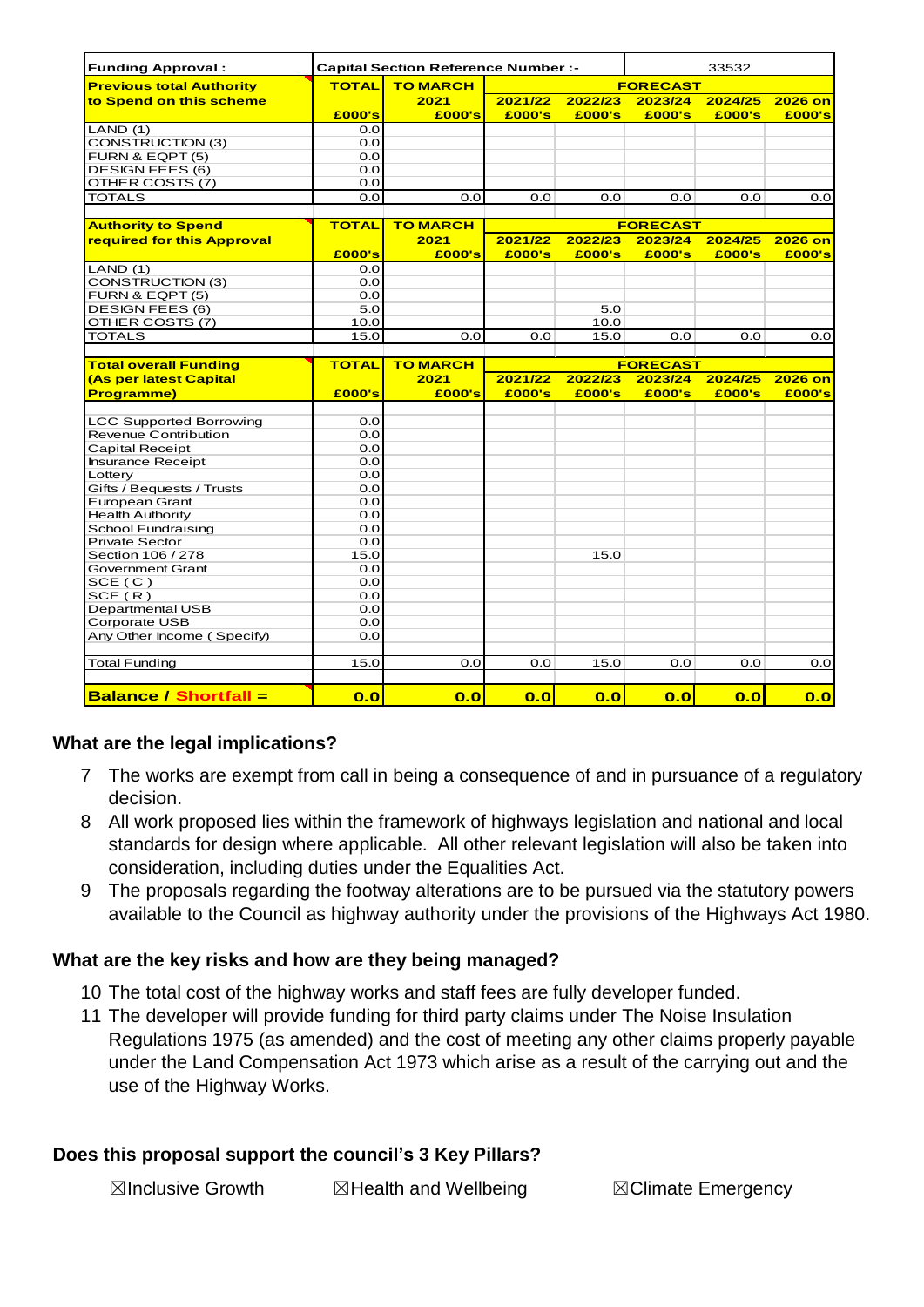| Funding Approval : | Capital Section Reference Number :- | | | 33532 | | | |
|---|---|---|---|---|---|---|---|
| **Previous total Authority to Spend on this scheme** | **TOTAL** | **TO MARCH 2021** | **FORECAST** | | | | |
| | | | **2021/22** | **2022/23** | **2023/24** | **2024/25** | **2026 on** |
| | **£000's** | **£000's** | **£000's** | **£000's** | **£000's** | **£000's** | **£000's** |
| LAND (1) | 0.0 | | | | | | |
| CONSTRUCTION (3) | 0.0 | | | | | | |
| FURN & EQPT (5) | 0.0 | | | | | | |
| DESIGN FEES (6) | 0.0 | | | | | | |
| OTHER COSTS (7) | 0.0 | | | | | | |
| TOTALS | 0.0 | 0.0 | 0.0 | 0.0 | 0.0 | 0.0 | 0.0 |
| | | | | | | | |
| **Authority to Spend required for this Approval** | **TOTAL** | **TO MARCH 2021** | **FORECAST** | | | | |
| | | | **2021/22** | **2022/23** | **2023/24** | **2024/25** | **2026 on** |
| | **£000's** | **£000's** | **£000's** | **£000's** | **£000's** | **£000's** | **£000's** |
| LAND (1) | 0.0 | | | | | | |
| CONSTRUCTION (3) | 0.0 | | | | | | |
| FURN & EQPT (5) | 0.0 | | | | | | |
| DESIGN FEES (6) | 5.0 | | | 5.0 | | | |
| OTHER COSTS (7) | 10.0 | | | 10.0 | | | |
| TOTALS | 15.0 | 0.0 | 0.0 | 15.0 | 0.0 | 0.0 | 0.0 |
| | | | | | | | |
| **Total overall Funding (As per latest Capital Programme)** | **TOTAL** | **TO MARCH 2021** | **FORECAST** | | | | |
| | | | **2021/22** | **2022/23** | **2023/24** | **2024/25** | **2026 on** |
| | **£000's** | **£000's** | **£000's** | **£000's** | **£000's** | **£000's** | **£000's** |
| LCC Supported Borrowing | 0.0 | | | | | | |
| Revenue Contribution | 0.0 | | | | | | |
| Capital Receipt | 0.0 | | | | | | |
| Insurance Receipt | 0.0 | | | | | | |
| Lottery | 0.0 | | | | | | |
| Gifts / Bequests / Trusts | 0.0 | | | | | | |
| European Grant | 0.0 | | | | | | |
| Health Authority | 0.0 | | | | | | |
| School Fundraising | 0.0 | | | | | | |
| Private Sector | 0.0 | | | | | | |
| Section 106 / 278 | 15.0 | | | 15.0 | | | |
| Government Grant | 0.0 | | | | | | |
| SCE ( C ) | 0.0 | | | | | | |
| SCE ( R ) | 0.0 | | | | | | |
| Departmental USB | 0.0 | | | | | | |
| Corporate USB | 0.0 | | | | | | |
| Any Other Income ( Specify) | 0.0 | | | | | | |
| | | | | | | | |
| Total Funding | 15.0 | 0.0 | 0.0 | 15.0 | 0.0 | 0.0 | 0.0 |
| | | | | | | | |
| **Balance / Shortfall =** | **0.0** | **0.0** | **0.0** | **0.0** | **0.0** | **0.0** | **0.0** |

### What are the legal implications?

7. The works are exempt from call in being a consequence of and in pursuance of a regulatory decision.
8. All work proposed lies within the framework of highways legislation and national and local standards for design where applicable. All other relevant legislation will also be taken into consideration, including duties under the Equalities Act.
9. The proposals regarding the footway alterations are to be pursued via the statutory powers available to the Council as highway authority under the provisions of the Highways Act 1980.

### What are the key risks and how are they being managed?

10. The total cost of the highway works and staff fees are fully developer funded.
11. The developer will provide funding for third party claims under The Noise Insulation Regulations 1975 (as amended) and the cost of meeting any other claims properly payable under the Land Compensation Act 1973 which arise as a result of the carrying out and the use of the Highway Works.

### Does this proposal support the council's 3 Key Pillars?

☒Inclusive Growth ☒Health and Wellbeing ☒Climate Emergency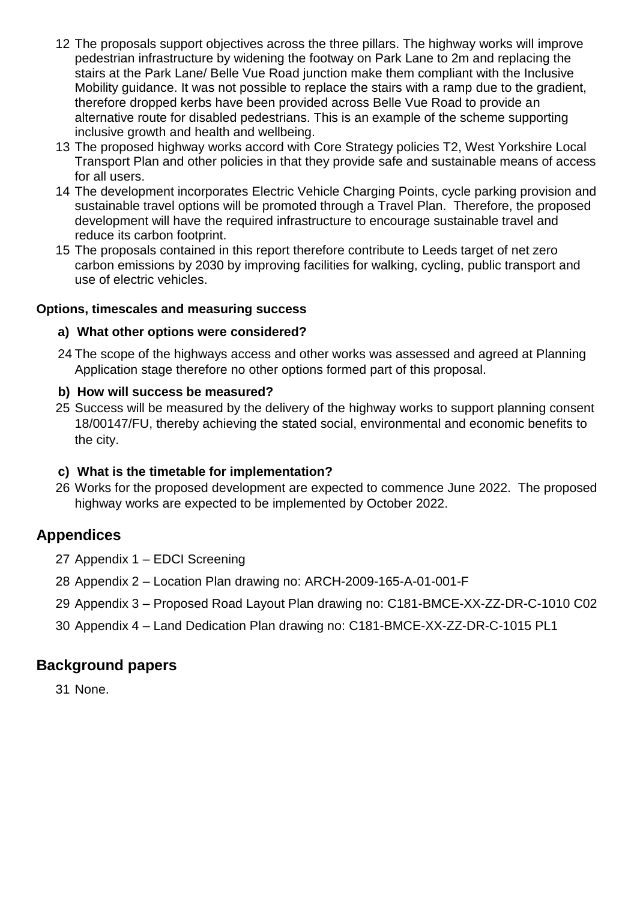12 The proposals support objectives across the three pillars. The highway works will improve pedestrian infrastructure by widening the footway on Park Lane to 2m and replacing the stairs at the Park Lane/ Belle Vue Road junction make them compliant with the Inclusive Mobility guidance. It was not possible to replace the stairs with a ramp due to the gradient, therefore dropped kerbs have been provided across Belle Vue Road to provide an alternative route for disabled pedestrians. This is an example of the scheme supporting inclusive growth and health and wellbeing.

13 The proposed highway works accord with Core Strategy policies T2, West Yorkshire Local Transport Plan and other policies in that they provide safe and sustainable means of access for all users.

14 The development incorporates Electric Vehicle Charging Points, cycle parking provision and sustainable travel options will be promoted through a Travel Plan. Therefore, the proposed development will have the required infrastructure to encourage sustainable travel and reduce its carbon footprint.

15 The proposals contained in this report therefore contribute to Leeds target of net zero carbon emissions by 2030 by improving facilities for walking, cycling, public transport and use of electric vehicles.

**Options, timescales and measuring success**

**a) What other options were considered?**

24 The scope of the highways access and other works was assessed and agreed at Planning Application stage therefore no other options formed part of this proposal.

**b) How will success be measured?**

25 Success will be measured by the delivery of the highway works to support planning consent 18/00147/FU, thereby achieving the stated social, environmental and economic benefits to the city.

**c) What is the timetable for implementation?**

26 Works for the proposed development are expected to commence June 2022. The proposed highway works are expected to be implemented by October 2022.

## Appendices

27 Appendix 1 – EDCI Screening

28 Appendix 2 – Location Plan drawing no: ARCH-2009-165-A-01-001-F

29 Appendix 3 – Proposed Road Layout Plan drawing no: C181-BMCE-XX-ZZ-DR-C-1010 C02

30 Appendix 4 – Land Dedication Plan drawing no: C181-BMCE-XX-ZZ-DR-C-1015 PL1

## Background papers

31 None.